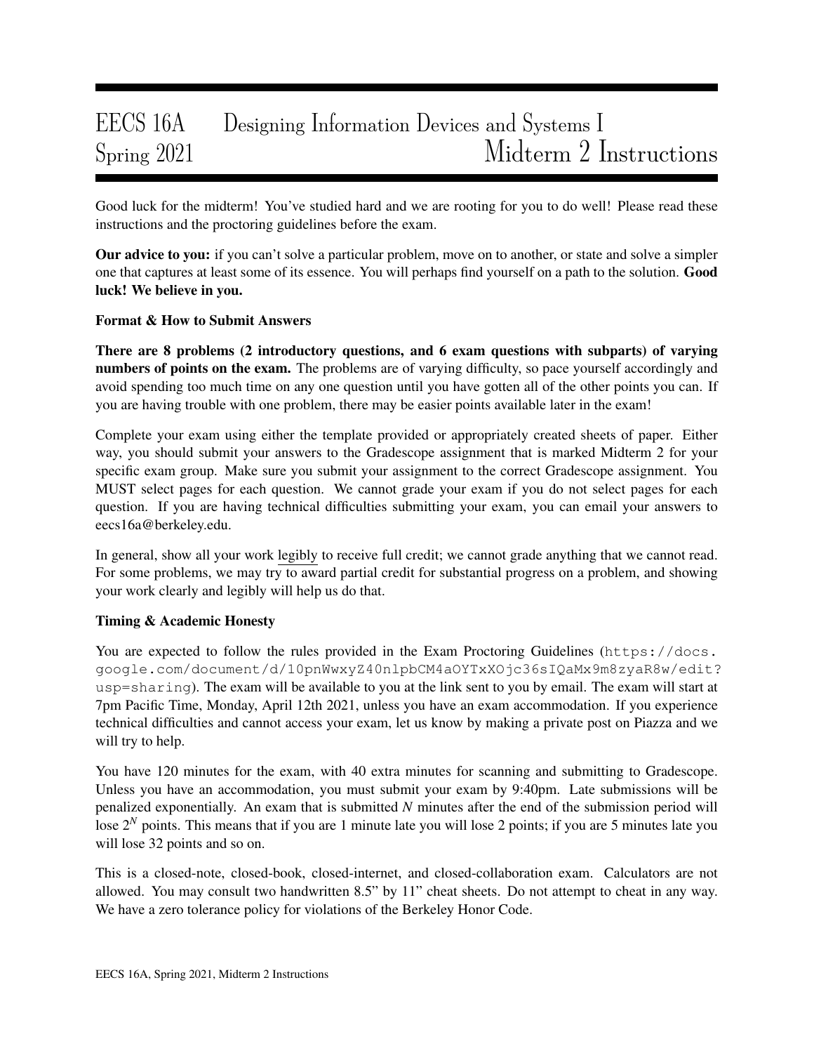# EECS 16A Designing Information Devices and Systems I
## Spring 2021 Midterm 2 Instructions

Good luck for the midterm! You've studied hard and we are rooting for you to do well! Please read these instructions and the proctoring guidelines before the exam.

**Our advice to you:** if you can't solve a particular problem, move on to another, or state and solve a simpler one that captures at least some of its essence. You will perhaps find yourself on a path to the solution. **Good luck! We believe in you.**

**Format & How to Submit Answers**

**There are 8 problems (2 introductory questions, and 6 exam questions with subparts) of varying numbers of points on the exam.** The problems are of varying difficulty, so pace yourself accordingly and avoid spending too much time on any one question until you have gotten all of the other points you can. If you are having trouble with one problem, there may be easier points available later in the exam!

Complete your exam using either the template provided or appropriately created sheets of paper. Either way, you should submit your answers to the Gradescope assignment that is marked Midterm 2 for your specific exam group. Make sure you submit your assignment to the correct Gradescope assignment. You MUST select pages for each question. We cannot grade your exam if you do not select pages for each question. If you are having technical difficulties submitting your exam, you can email your answers to eecs16a@berkeley.edu.

In general, show all your work legibly to receive full credit; we cannot grade anything that we cannot read. For some problems, we may try to award partial credit for substantial progress on a problem, and showing your work clearly and legibly will help us do that.

**Timing & Academic Honesty**

You are expected to follow the rules provided in the Exam Proctoring Guidelines (`https://docs.google.com/document/d/10pnWwxyZ40nlpbCM4aOYTxXOjc36sIQaMx9m8zyaR8w/edit?usp=sharing`). The exam will be available to you at the link sent to you by email. The exam will start at 7pm Pacific Time, Monday, April 12th 2021, unless you have an exam accommodation. If you experience technical difficulties and cannot access your exam, let us know by making a private post on Piazza and we will try to help.

You have 120 minutes for the exam, with 40 extra minutes for scanning and submitting to Gradescope. Unless you have an accommodation, you must submit your exam by 9:40pm. Late submissions will be penalized exponentially. An exam that is submitted $N$ minutes after the end of the submission period will lose $2^N$ points. This means that if you are 1 minute late you will lose 2 points; if you are 5 minutes late you will lose 32 points and so on.

This is a closed-note, closed-book, closed-internet, and closed-collaboration exam. Calculators are not allowed. You may consult two handwritten 8.5" by 11" cheat sheets. Do not attempt to cheat in any way. We have a zero tolerance policy for violations of the Berkeley Honor Code.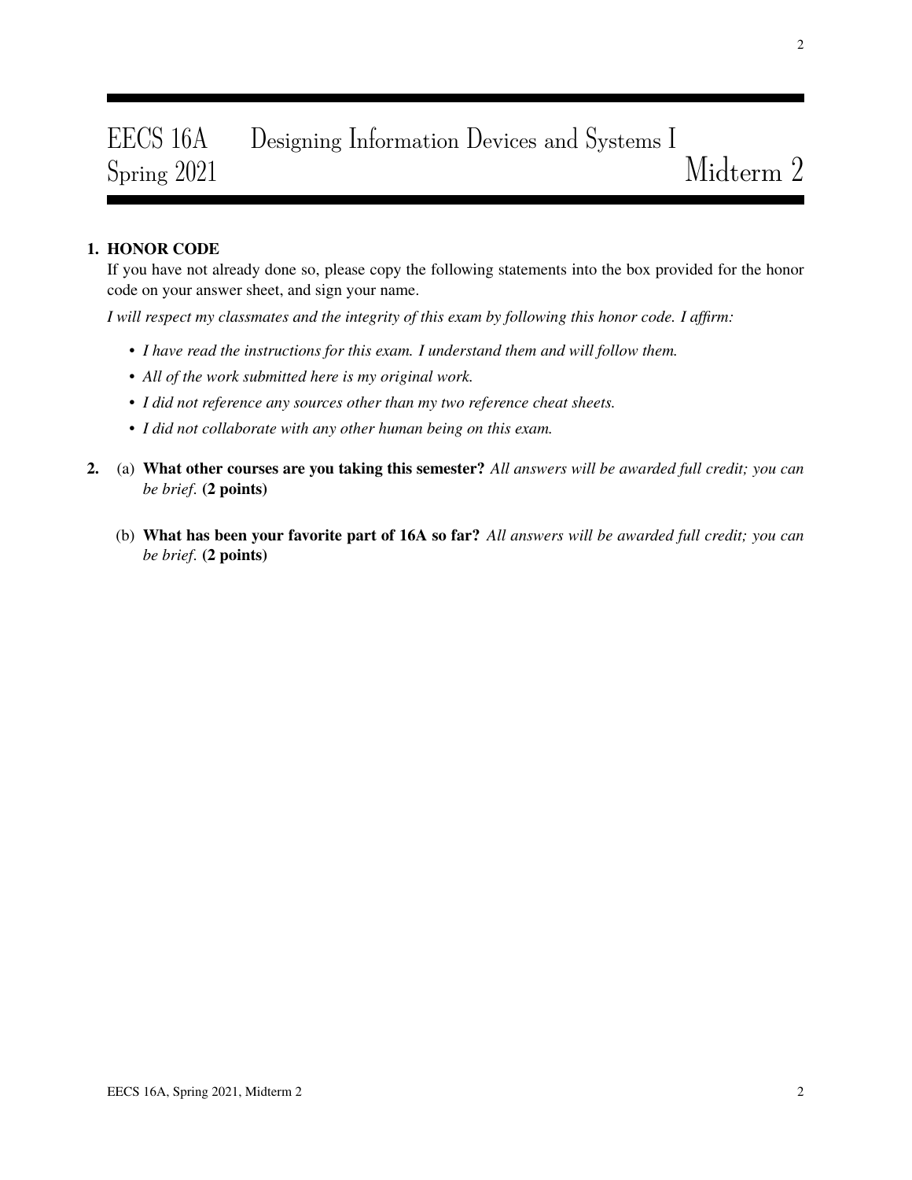# EECS 16A Designing Information Devices and Systems I
## Spring 2021 Midterm 2

**1. HONOR CODE**

If you have not already done so, please copy the following statements into the box provided for the honor code on your answer sheet, and sign your name.

*I will respect my classmates and the integrity of this exam by following this honor code. I affirm:*

- *I have read the instructions for this exam. I understand them and will follow them.*
- *All of the work submitted here is my original work.*
- *I did not reference any sources other than my two reference cheat sheets.*
- *I did not collaborate with any other human being on this exam.*

**2.** (a) **What other courses are you taking this semester?** *All answers will be awarded full credit; you can be brief.* **(2 points)**

(b) **What has been your favorite part of 16A so far?** *All answers will be awarded full credit; you can be brief.* **(2 points)**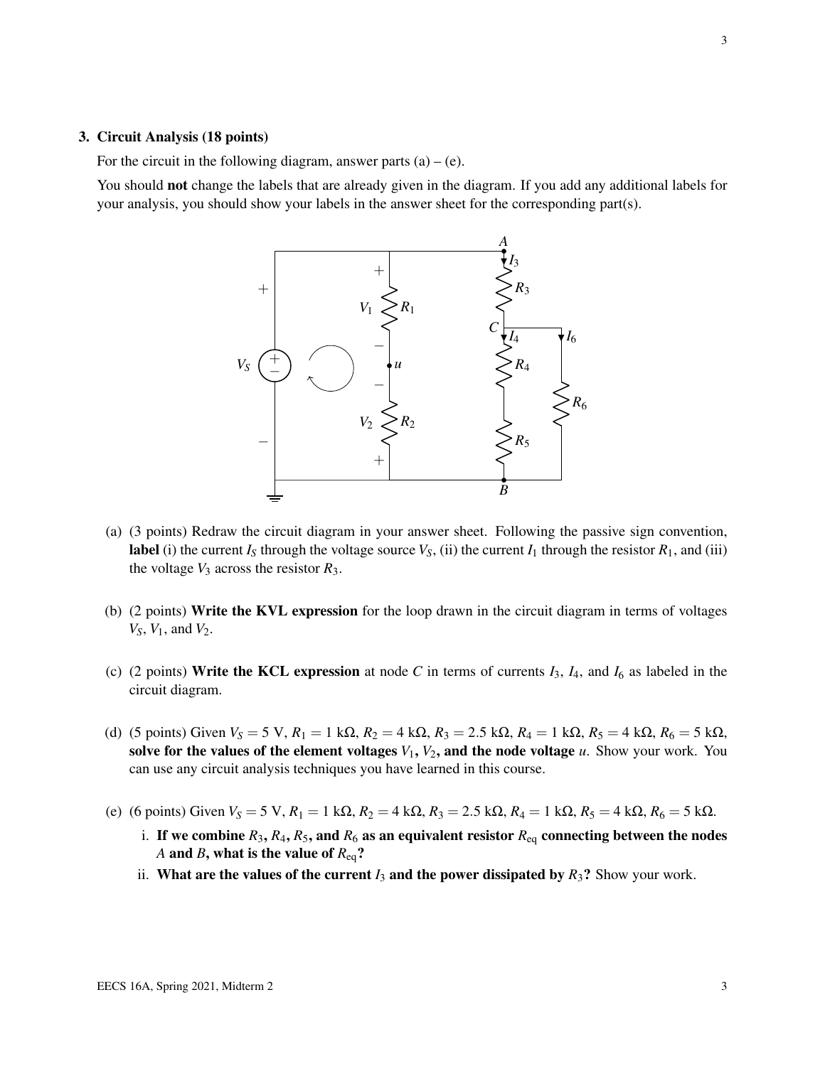**3. Circuit Analysis (18 points)**

For the circuit in the following diagram, answer parts (a) – (e).

You should **not** change the labels that are already given in the diagram. If you add any additional labels for your analysis, you should show your labels in the answer sheet for the corresponding part(s).

(a) (3 points) Redraw the circuit diagram in your answer sheet. Following the passive sign convention, **label** (i) the current $I_S$ through the voltage source $V_S$, (ii) the current $I_1$ through the resistor $R_1$, and (iii) the voltage $V_3$ across the resistor $R_3$.

(b) (2 points) **Write the KVL expression** for the loop drawn in the circuit diagram in terms of voltages $V_S$, $V_1$, and $V_2$.

(c) (2 points) **Write the KCL expression** at node $C$ in terms of currents $I_3$, $I_4$, and $I_6$ as labeled in the circuit diagram.

(d) (5 points) Given $V_S = 5$ V, $R_1 = 1$ kΩ, $R_2 = 4$ kΩ, $R_3 = 2.5$ kΩ, $R_4 = 1$ kΩ, $R_5 = 4$ kΩ, $R_6 = 5$ kΩ, **solve for the values of the element voltages** $V_1$, $V_2$, **and the node voltage** $u$. Show your work. You can use any circuit analysis techniques you have learned in this course.

(e) (6 points) Given $V_S = 5$ V, $R_1 = 1$ kΩ, $R_2 = 4$ kΩ, $R_3 = 2.5$ kΩ, $R_4 = 1$ kΩ, $R_5 = 4$ kΩ, $R_6 = 5$ kΩ.

i. **If we combine** $R_3$, $R_4$, $R_5$, **and** $R_6$ **as an equivalent resistor** $R_{\text{eq}}$ **connecting between the nodes** $A$ **and** $B$, **what is the value of** $R_{\text{eq}}$**?**

ii. **What are the values of the current** $I_3$ **and the power dissipated by** $R_3$**?** Show your work.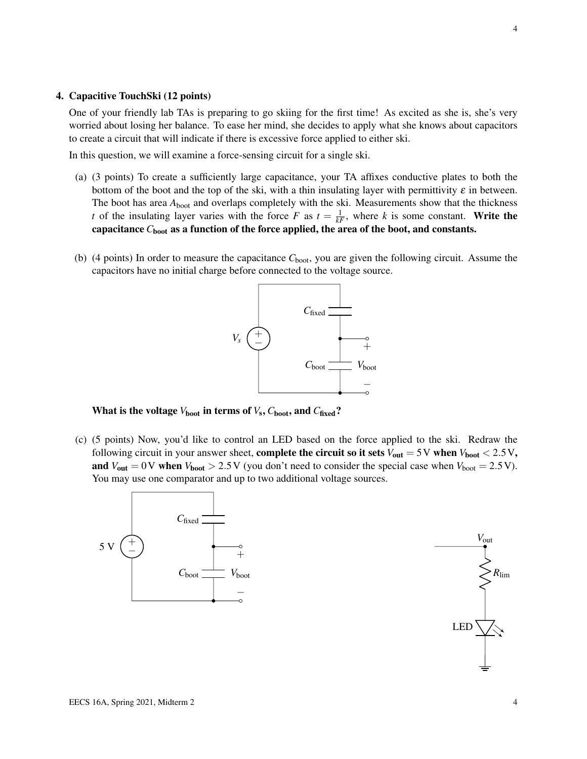**4. Capacitive TouchSki (12 points)**

One of your friendly lab TAs is preparing to go skiing for the first time! As excited as she is, she's very worried about losing her balance. To ease her mind, she decides to apply what she knows about capacitors to create a circuit that will indicate if there is excessive force applied to either ski.

In this question, we will examine a force-sensing circuit for a single ski.

(a) (3 points) To create a sufficiently large capacitance, your TA affixes conductive plates to both the bottom of the boot and the top of the ski, with a thin insulating layer with permittivity $\varepsilon$ in between. The boot has area $A_{\text{boot}}$ and overlaps completely with the ski. Measurements show that the thickness $t$ of the insulating layer varies with the force $F$ as $t = \frac{1}{kF}$, where $k$ is some constant. **Write the capacitance $C_{\text{boot}}$ as a function of the force applied, the area of the boot, and constants.**

(b) (4 points) In order to measure the capacitance $C_{\text{boot}}$, you are given the following circuit. Assume the capacitors have no initial charge before connected to the voltage source.

**What is the voltage $V_{\text{boot}}$ in terms of $V_s$, $C_{\text{boot}}$, and $C_{\text{fixed}}$?**

(c) (5 points) Now, you'd like to control an LED based on the force applied to the ski. Redraw the following circuit in your answer sheet, **complete the circuit so it sets $V_{\text{out}} = 5\,\text{V}$ when $V_{\text{boot}} < 2.5\,\text{V}$, and $V_{\text{out}} = 0\,\text{V}$ when $V_{\text{boot}} > 2.5\,\text{V}$** (you don't need to consider the special case when $V_{\text{boot}} = 2.5\,\text{V}$). You may use one comparator and up to two additional voltage sources.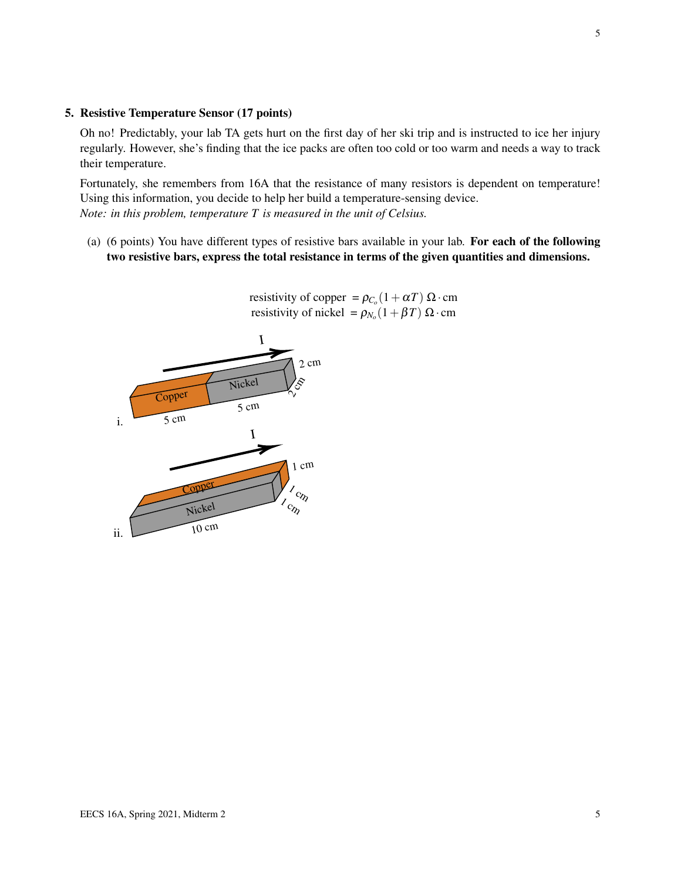### 5. Resistive Temperature Sensor (17 points)

Oh no! Predictably, your lab TA gets hurt on the first day of her ski trip and is instructed to ice her injury regularly. However, she's finding that the ice packs are often too cold or too warm and needs a way to track their temperature.

Fortunately, she remembers from 16A that the resistance of many resistors is dependent on temperature! Using this information, you decide to help her build a temperature-sensing device.

*Note: in this problem, temperature $T$ is measured in the unit of Celsius.*

(a) (6 points) You have different types of resistive bars available in your lab. **For each of the following two resistive bars, express the total resistance in terms of the given quantities and dimensions.**

$$\text{resistivity of copper } = \rho_{C_o}(1+\alpha T)\ \Omega\cdot\text{cm}$$
$$\text{resistivity of nickel } = \rho_{N_o}(1+\beta T)\ \Omega\cdot\text{cm}$$

i. Copper (5 cm) and Nickel (5 cm) in series along the direction of current $I$; cross-section 2 cm × 2 cm.

ii. Copper layer (1 cm) on top of Nickel layer (1 cm), length 10 cm, width 1 cm; current $I$ along the 10 cm length.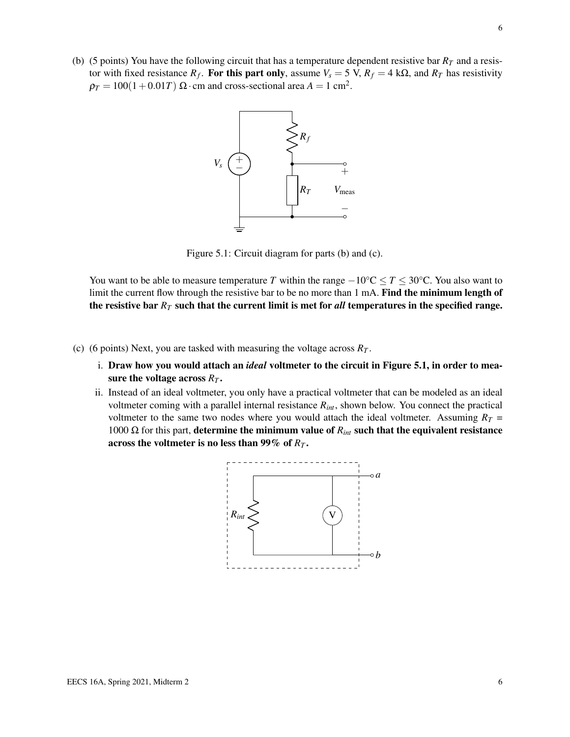(b) (5 points) You have the following circuit that has a temperature dependent resistive bar $R_T$ and a resistor with fixed resistance $R_f$. **For this part only**, assume $V_s = 5$ V, $R_f = 4$ kΩ, and $R_T$ has resistivity $\rho_T = 100(1+0.01T)\ \Omega \cdot \text{cm}$ and cross-sectional area $A = 1\ \text{cm}^2$.

Figure 5.1: Circuit diagram for parts (b) and (c).

You want to be able to measure temperature $T$ within the range $-10°\text{C} \leq T \leq 30°\text{C}$. You also want to limit the current flow through the resistive bar to be no more than 1 mA. **Find the minimum length of the resistive bar $R_T$ such that the current limit is met for *all* temperatures in the specified range.**

(c) (6 points) Next, you are tasked with measuring the voltage across $R_T$.

i. **Draw how you would attach an *ideal* voltmeter to the circuit in Figure 5.1, in order to measure the voltage across $R_T$.**

ii. Instead of an ideal voltmeter, you only have a practical voltmeter that can be modeled as an ideal voltmeter coming with a parallel internal resistance $R_{int}$, shown below. You connect the practical voltmeter to the same two nodes where you would attach the ideal voltmeter. Assuming $R_T$ = 1000 Ω for this part, **determine the minimum value of $R_{int}$ such that the equivalent resistance across the voltmeter is no less than 99% of $R_T$.**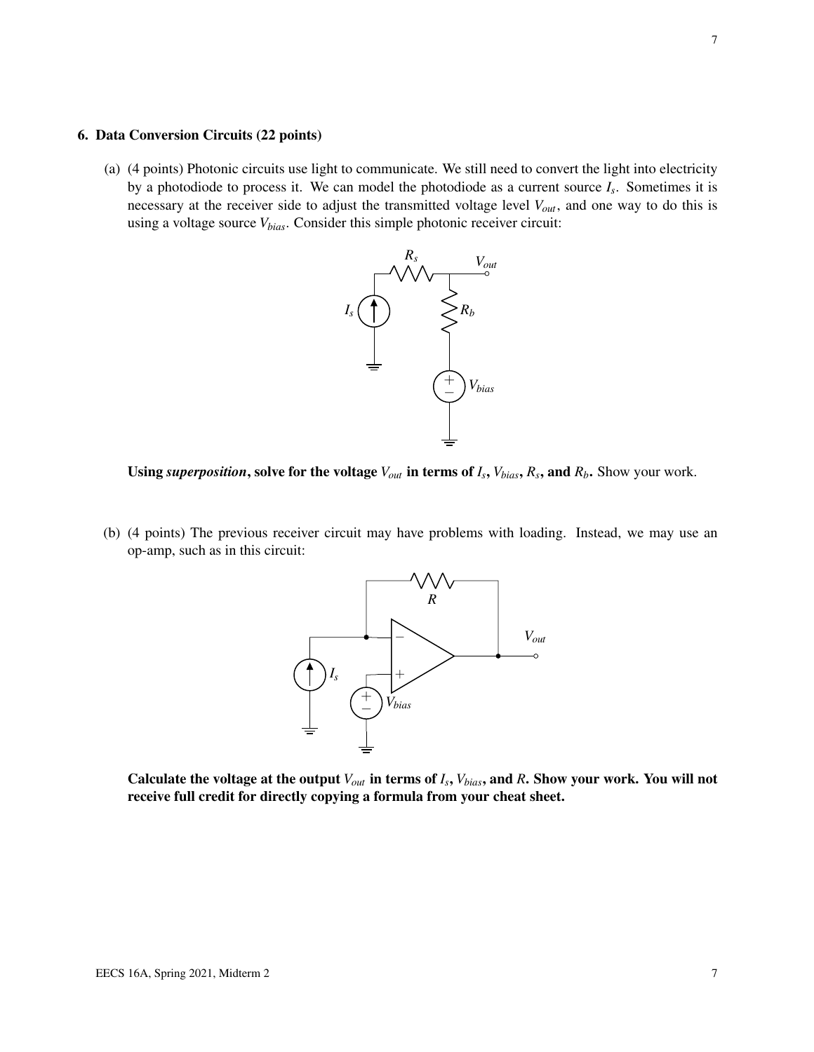## 6. Data Conversion Circuits (22 points)

(a) (4 points) Photonic circuits use light to communicate. We still need to convert the light into electricity by a photodiode to process it. We can model the photodiode as a current source $I_s$. Sometimes it is necessary at the receiver side to adjust the transmitted voltage level $V_{out}$, and one way to do this is using a voltage source $V_{bias}$. Consider this simple photonic receiver circuit:

**Using *superposition*, solve for the voltage $V_{out}$ in terms of $I_s$, $V_{bias}$, $R_s$, and $R_b$.** Show your work.

(b) (4 points) The previous receiver circuit may have problems with loading. Instead, we may use an op-amp, such as in this circuit:

**Calculate the voltage at the output $V_{out}$ in terms of $I_s$, $V_{bias}$, and $R$. Show your work. You will not receive full credit for directly copying a formula from your cheat sheet.**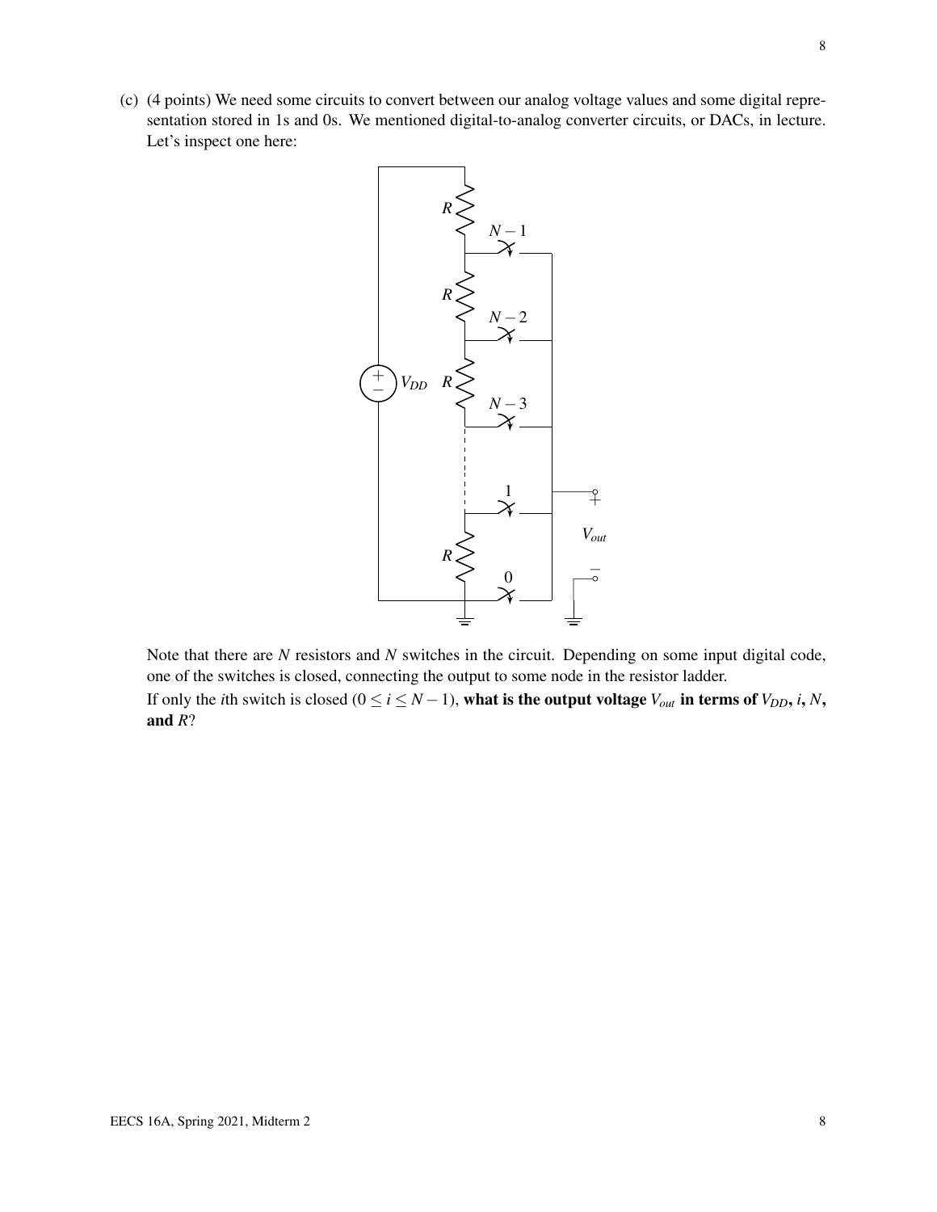(c) (4 points) We need some circuits to convert between our analog voltage values and some digital representation stored in 1s and 0s. We mentioned digital-to-analog converter circuits, or DACs, in lecture. Let's inspect one here:

Note that there are $N$ resistors and $N$ switches in the circuit. Depending on some input digital code, one of the switches is closed, connecting the output to some node in the resistor ladder.

If only the $i$th switch is closed ($0 \leq i \leq N-1$), **what is the output voltage $V_{out}$ in terms of $V_{DD}$, $i$, $N$, and $R$?**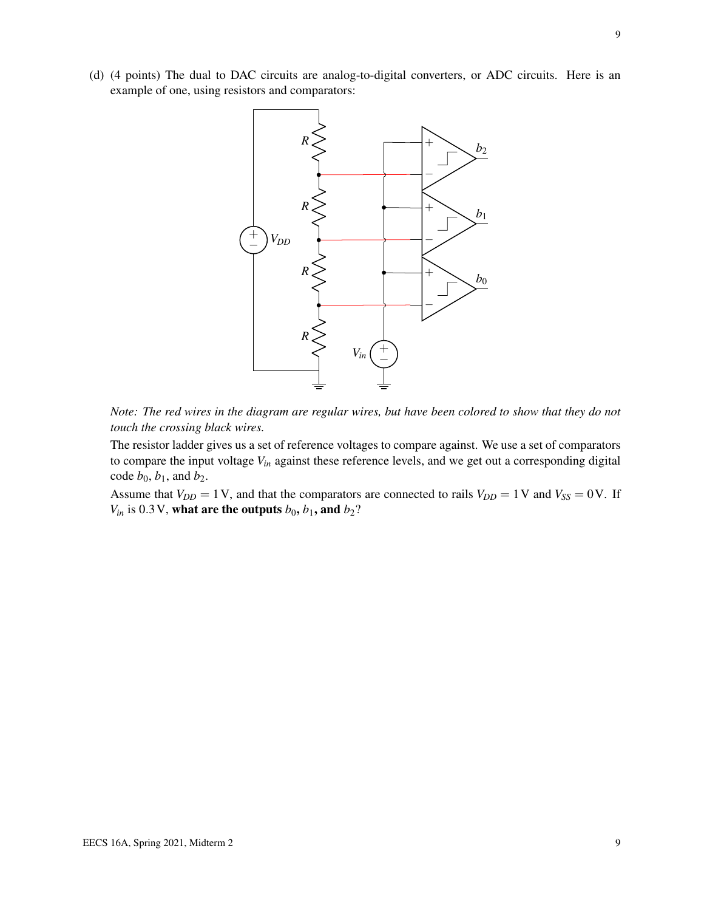(d) (4 points) The dual to DAC circuits are analog-to-digital converters, or ADC circuits. Here is an example of one, using resistors and comparators:

*Note: The red wires in the diagram are regular wires, but have been colored to show that they do not touch the crossing black wires.*

The resistor ladder gives us a set of reference voltages to compare against. We use a set of comparators to compare the input voltage $V_{in}$ against these reference levels, and we get out a corresponding digital code $b_0$, $b_1$, and $b_2$.

Assume that $V_{DD} = 1\,\text{V}$, and that the comparators are connected to rails $V_{DD} = 1\,\text{V}$ and $V_{SS} = 0\,\text{V}$. If $V_{in}$ is $0.3\,\text{V}$, **what are the outputs** $b_0$**,** $b_1$**, and** $b_2$?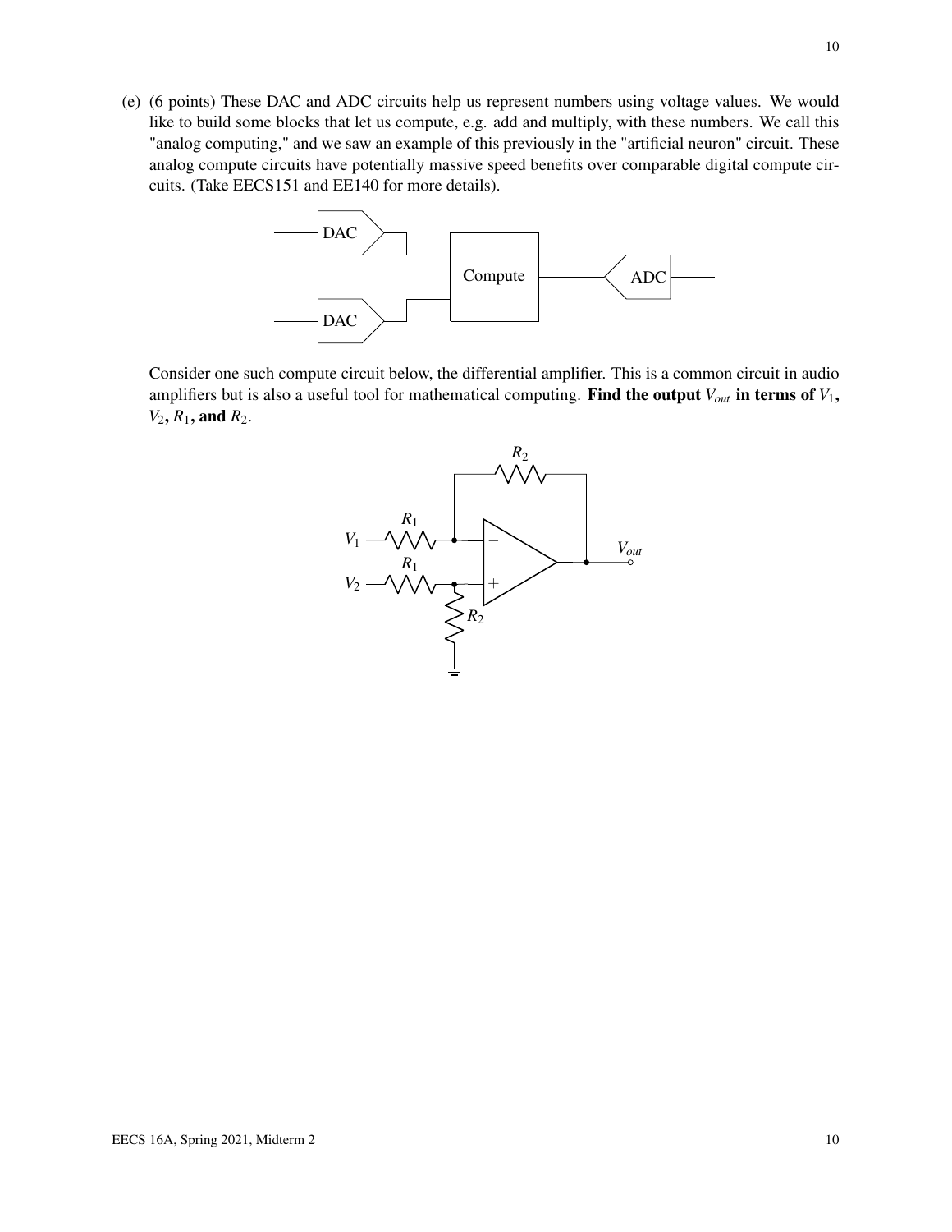(e) (6 points) These DAC and ADC circuits help us represent numbers using voltage values. We would like to build some blocks that let us compute, e.g. add and multiply, with these numbers. We call this "analog computing," and we saw an example of this previously in the "artificial neuron" circuit. These analog compute circuits have potentially massive speed benefits over comparable digital compute circuits. (Take EECS151 and EE140 for more details).

Consider one such compute circuit below, the differential amplifier. This is a common circuit in audio amplifiers but is also a useful tool for mathematical computing. **Find the output $V_{out}$ in terms of $V_1$, $V_2$, $R_1$, and $R_2$.**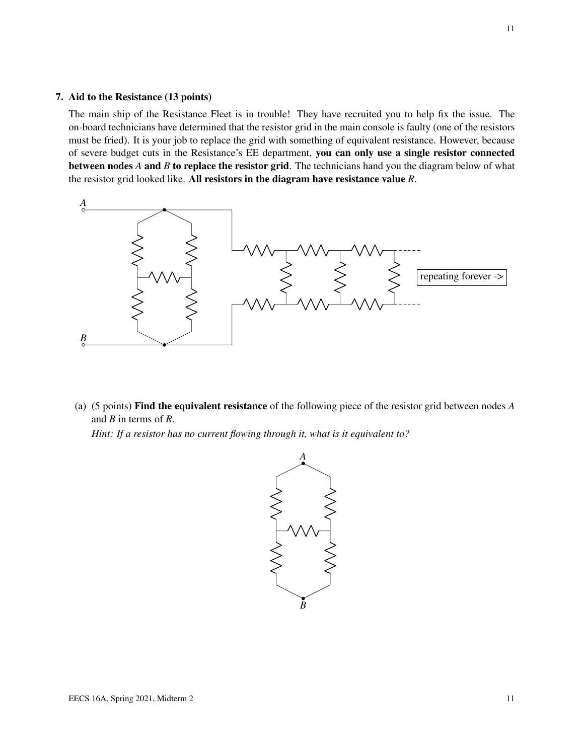**7. Aid to the Resistance (13 points)**

The main ship of the Resistance Fleet is in trouble! They have recruited you to help fix the issue. The on-board technicians have determined that the resistor grid in the main console is faulty (one of the resistors must be fried). It is your job to replace the grid with something of equivalent resistance. However, because of severe budget cuts in the Resistance's EE department, **you can only use a single resistor connected between nodes $A$ and $B$ to replace the resistor grid**. The technicians hand you the diagram below of what the resistor grid looked like. **All resistors in the diagram have resistance value $R$.**

(a) (5 points) **Find the equivalent resistance** of the following piece of the resistor grid between nodes $A$ and $B$ in terms of $R$.

*Hint: If a resistor has no current flowing through it, what is it equivalent to?*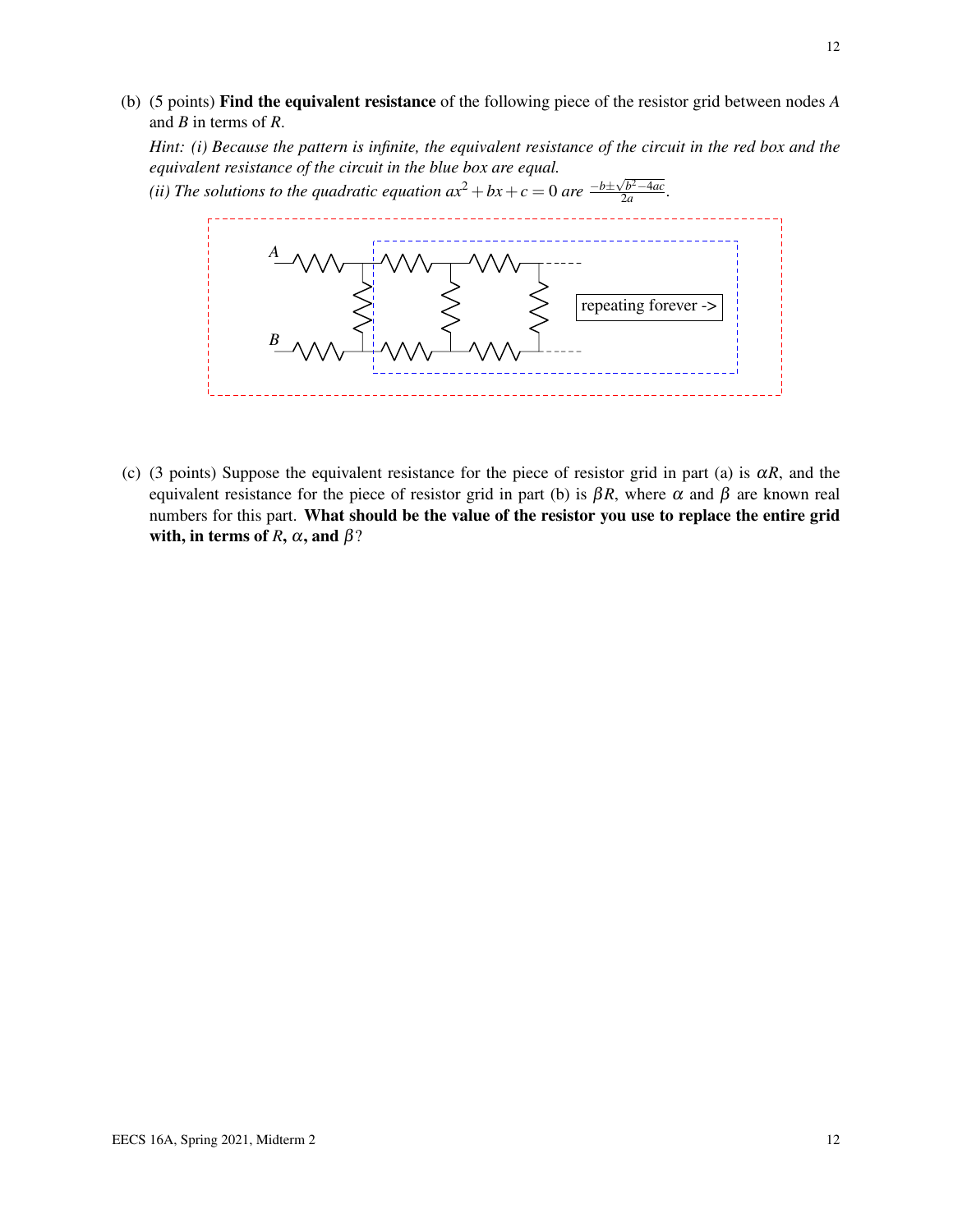(b) (5 points) **Find the equivalent resistance** of the following piece of the resistor grid between nodes $A$ and $B$ in terms of $R$.

*Hint: (i) Because the pattern is infinite, the equivalent resistance of the circuit in the red box and the equivalent resistance of the circuit in the blue box are equal.*

*(ii) The solutions to the quadratic equation $ax^2 + bx + c = 0$ are $\frac{-b \pm \sqrt{b^2 - 4ac}}{2a}$.*

A

B

repeating forever ->

(c) (3 points) Suppose the equivalent resistance for the piece of resistor grid in part (a) is $\alpha R$, and the equivalent resistance for the piece of resistor grid in part (b) is $\beta R$, where $\alpha$ and $\beta$ are known real numbers for this part. **What should be the value of the resistor you use to replace the entire grid with, in terms of $R$, $\alpha$, and $\beta$?**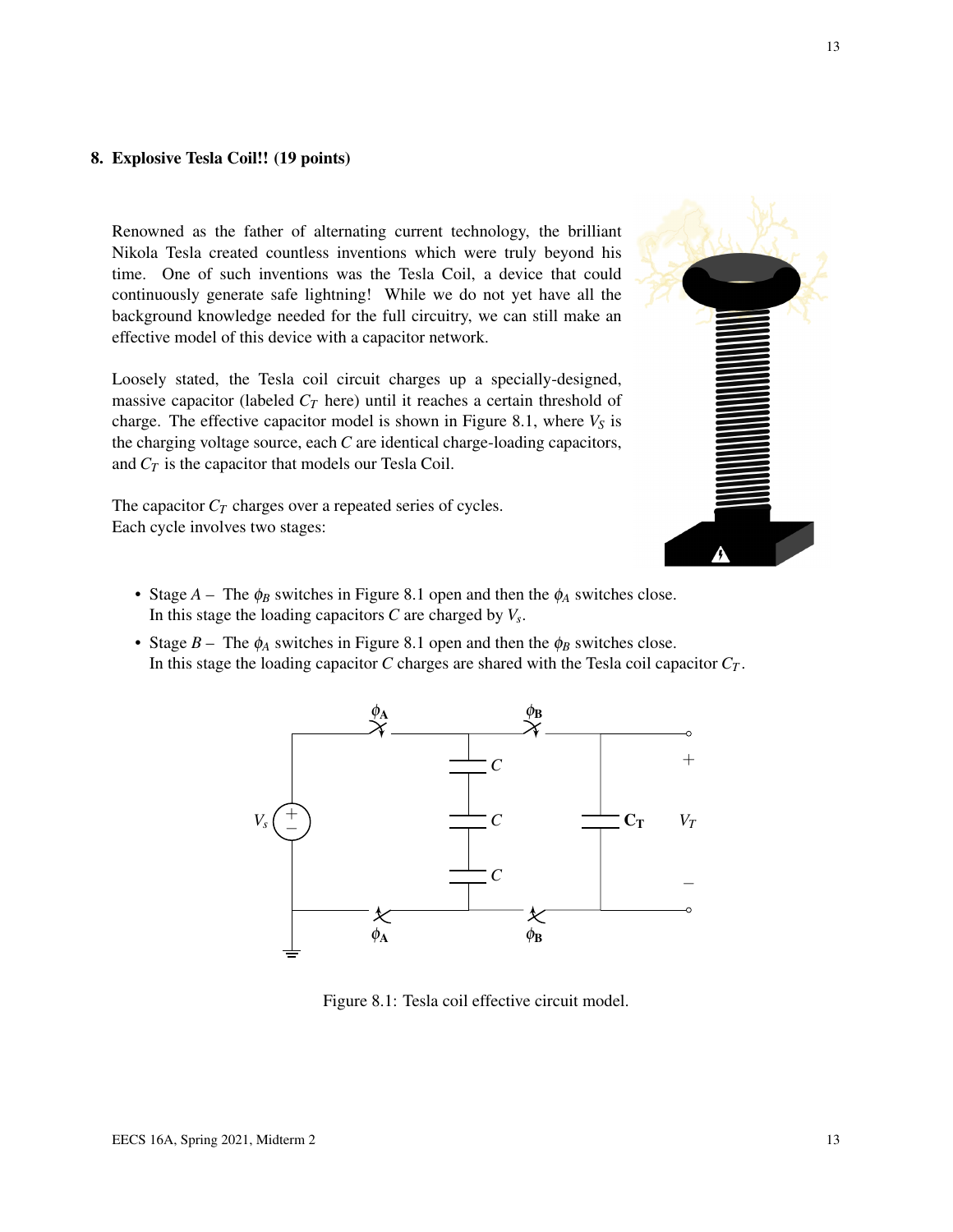## 8. Explosive Tesla Coil!! (19 points)

Renowned as the father of alternating current technology, the brilliant Nikola Tesla created countless inventions which were truly beyond his time. One of such inventions was the Tesla Coil, a device that could continuously generate safe lightning! While we do not yet have all the background knowledge needed for the full circuitry, we can still make an effective model of this device with a capacitor network.

Loosely stated, the Tesla coil circuit charges up a specially-designed, massive capacitor (labeled $C_T$ here) until it reaches a certain threshold of charge. The effective capacitor model is shown in Figure 8.1, where $V_S$ is the charging voltage source, each $C$ are identical charge-loading capacitors, and $C_T$ is the capacitor that models our Tesla Coil.

The capacitor $C_T$ charges over a repeated series of cycles.
Each cycle involves two stages:

- Stage $A$ – The $\phi_B$ switches in Figure 8.1 open and then the $\phi_A$ switches close.
  In this stage the loading capacitors $C$ are charged by $V_s$.
- Stage $B$ – The $\phi_A$ switches in Figure 8.1 open and then the $\phi_B$ switches close.
  In this stage the loading capacitor $C$ charges are shared with the Tesla coil capacitor $C_T$.

Figure 8.1: Tesla coil effective circuit model.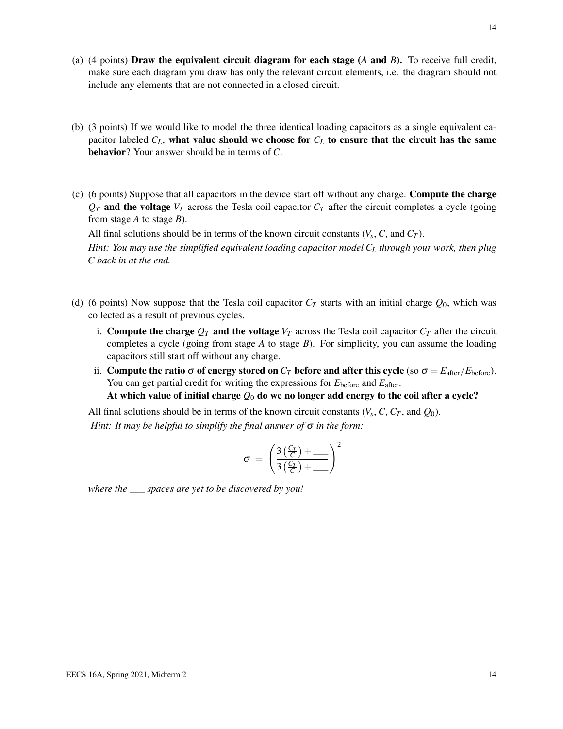(a) (4 points) **Draw the equivalent circuit diagram for each stage (*A* and *B*).** To receive full credit, make sure each diagram you draw has only the relevant circuit elements, i.e. the diagram should not include any elements that are not connected in a closed circuit.

(b) (3 points) If we would like to model the three identical loading capacitors as a single equivalent capacitor labeled $C_L$, **what value should we choose for $C_L$ to ensure that the circuit has the same behavior**? Your answer should be in terms of $C$.

(c) (6 points) Suppose that all capacitors in the device start off without any charge. **Compute the charge $Q_T$ and the voltage $V_T$** across the Tesla coil capacitor $C_T$ after the circuit completes a cycle (going from stage *A* to stage *B*).

All final solutions should be in terms of the known circuit constants ($V_s$, $C$, and $C_T$).

*Hint: You may use the simplified equivalent loading capacitor model $C_L$ through your work, then plug $C$ back in at the end.*

(d) (6 points) Now suppose that the Tesla coil capacitor $C_T$ starts with an initial charge $Q_0$, which was collected as a result of previous cycles.

   i. **Compute the charge $Q_T$ and the voltage $V_T$** across the Tesla coil capacitor $C_T$ after the circuit completes a cycle (going from stage *A* to stage *B*). For simplicity, you can assume the loading capacitors still start off without any charge.

   ii. **Compute the ratio $\sigma$ of energy stored on $C_T$ before and after this cycle** (so $\sigma = E_{\text{after}}/E_{\text{before}}$). You can get partial credit for writing the expressions for $E_{\text{before}}$ and $E_{\text{after}}$.
   **At which value of initial charge $Q_0$ do we no longer add energy to the coil after a cycle?**

All final solutions should be in terms of the known circuit constants ($V_s$, $C$, $C_T$, and $Q_0$).

*Hint: It may be helpful to simplify the final answer of $\sigma$ in the form:*

$$\sigma = \left( \frac{3\left(\frac{C_T}{C}\right) + \_\_\_}{3\left(\frac{C_T}{C}\right) + \_\_\_} \right)^2$$

*where the \_\_\_ spaces are yet to be discovered by you!*